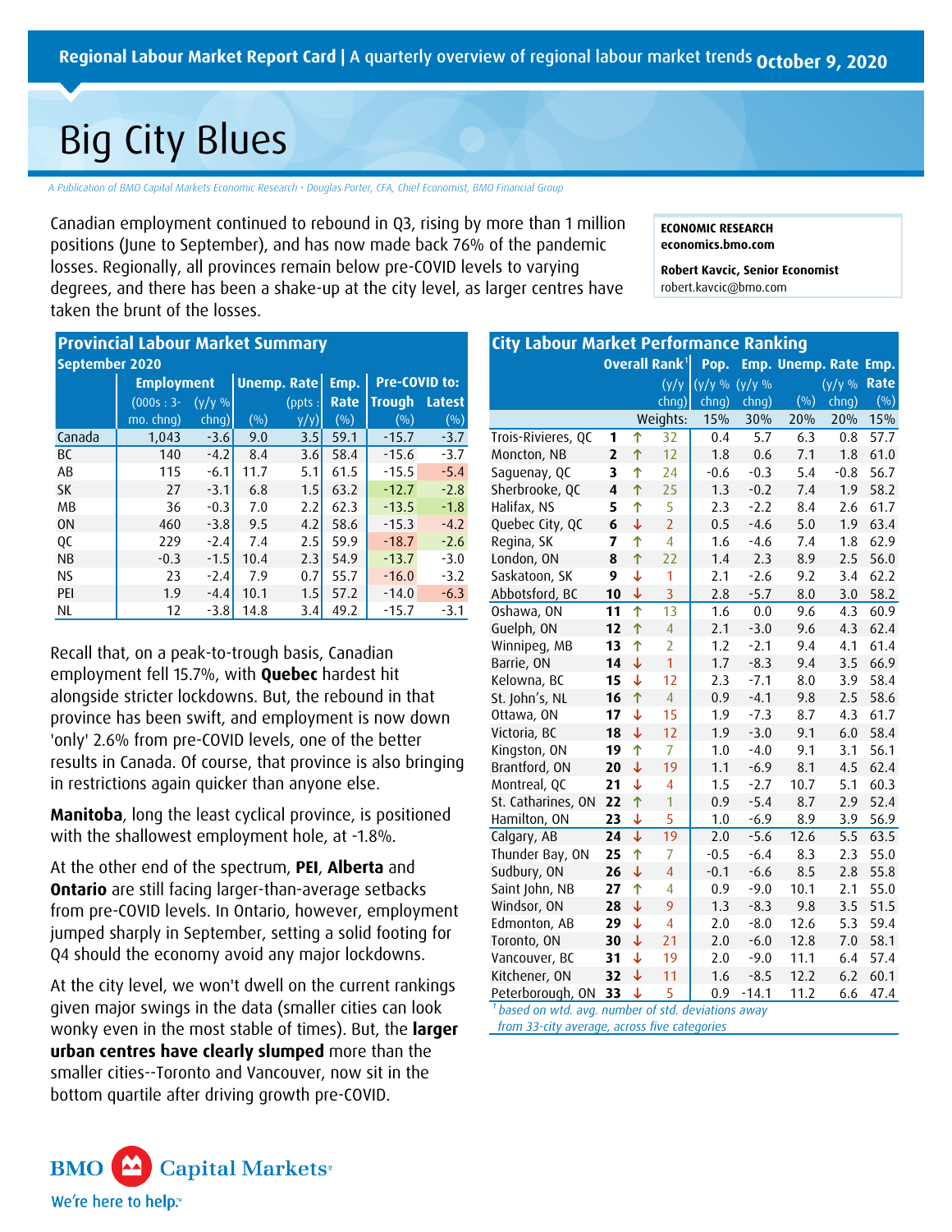Regional Labour Market Report Card | A quarterly overview of regional labour market trends October 9, 2020

# Big City Blues

*A Publication of BMO Capital Markets Economic Research • Douglas Porter, CFA, Chief Economist, BMO Financial Group*

**ECONOMIC RESEARCH**
**economics.bmo.com**

**Robert Kavcic, Senior Economist**
robert.kavcic@bmo.com

Canadian employment continued to rebound in Q3, rising by more than 1 million positions (June to September), and has now made back 76% of the pandemic losses. Regionally, all provinces remain below pre-COVID levels to varying degrees, and there has been a shake-up at the city level, as larger centres have taken the brunt of the losses.

## Provincial Labour Market Summary

September 2020

| | Employment | | Unemp. Rate | | Emp. Rate | Pre-COVID to: | |
|---|---|---|---|---|---|---|---|
| | (000s : 3-mo. chng) | (y/y % chng) | (%) | (ppts : y/y) | (%) | Trough (%) | Latest (%) |
| Canada | 1,043 | -3.6 | 9.0 | 3.5 | 59.1 | -15.7 | -3.7 |
| BC | 140 | -4.2 | 8.4 | 3.6 | 58.4 | -15.6 | -3.7 |
| AB | 115 | -6.1 | 11.7 | 5.1 | 61.5 | -15.5 | -5.4 |
| SK | 27 | -3.1 | 6.8 | 1.5 | 63.2 | -12.7 | -2.8 |
| MB | 36 | -0.3 | 7.0 | 2.2 | 62.3 | -13.5 | -1.8 |
| ON | 460 | -3.8 | 9.5 | 4.2 | 58.6 | -15.3 | -4.2 |
| QC | 229 | -2.4 | 7.4 | 2.5 | 59.9 | -18.7 | -2.6 |
| NB | -0.3 | -1.5 | 10.4 | 2.3 | 54.9 | -13.7 | -3.0 |
| NS | 23 | -2.4 | 7.9 | 0.7 | 55.7 | -16.0 | -3.2 |
| PEI | 1.9 | -4.4 | 10.1 | 1.5 | 57.2 | -14.0 | -6.3 |
| NL | 12 | -3.8 | 14.8 | 3.4 | 49.2 | -15.7 | -3.1 |

Recall that, on a peak-to-trough basis, Canadian employment fell 15.7%, with **Quebec** hardest hit alongside stricter lockdowns. But, the rebound in that province has been swift, and employment is now down 'only' 2.6% from pre-COVID levels, one of the better results in Canada. Of course, that province is also bringing in restrictions again quicker than anyone else.

**Manitoba**, long the least cyclical province, is positioned with the shallowest employment hole, at -1.8%.

At the other end of the spectrum, **PEI**, **Alberta** and **Ontario** are still facing larger-than-average setbacks from pre-COVID levels. In Ontario, however, employment jumped sharply in September, setting a solid footing for Q4 should the economy avoid any major lockdowns.

At the city level, we won't dwell on the current rankings given major swings in the data (smaller cities can look wonky even in the most stable of times). But, the **larger urban centres have clearly slumped** more than the smaller cities--Toronto and Vancouver, now sit in the bottom quartile after driving growth pre-COVID.

## City Labour Market Performance Ranking

| | Overall Rank[1] | | | Pop. | Emp. | Unemp. Rate | | Emp. Rate |
|---|---|---|---|---|---|---|---|---|
| | | | (y/y chng) | (y/y % chng) | (y/y % chng) | (%) | (y/y % chng) | (%) |
| | | | Weights: | 15% | 30% | 20% | 20% | 15% |
| Trois-Rivieres, QC | 1 | ↑ | 32 | 0.4 | 5.7 | 6.3 | 0.8 | 57.7 |
| Moncton, NB | 2 | ↑ | 12 | 1.8 | 0.6 | 7.1 | 1.8 | 61.0 |
| Saguenay, QC | 3 | ↑ | 24 | -0.6 | -0.3 | 5.4 | -0.8 | 56.7 |
| Sherbrooke, QC | 4 | ↑ | 25 | 1.3 | -0.2 | 7.4 | 1.9 | 58.2 |
| Halifax, NS | 5 | ↑ | 5 | 2.3 | -2.2 | 8.4 | 2.6 | 61.7 |
| Quebec City, QC | 6 | ↓ | 2 | 0.5 | -4.6 | 5.0 | 1.9 | 63.4 |
| Regina, SK | 7 | ↑ | 4 | 1.6 | -4.6 | 7.4 | 1.8 | 62.9 |
| London, ON | 8 | ↑ | 22 | 1.4 | 2.3 | 8.9 | 2.5 | 56.0 |
| Saskatoon, SK | 9 | ↓ | 1 | 2.1 | -2.6 | 9.2 | 3.4 | 62.2 |
| Abbotsford, BC | 10 | ↓ | 3 | 2.8 | -5.7 | 8.0 | 3.0 | 58.2 |
| Oshawa, ON | 11 | ↑ | 13 | 1.6 | 0.0 | 9.6 | 4.3 | 60.9 |
| Guelph, ON | 12 | ↑ | 4 | 2.1 | -3.0 | 9.6 | 4.3 | 62.4 |
| Winnipeg, MB | 13 | ↑ | 2 | 1.2 | -2.1 | 9.4 | 4.1 | 61.4 |
| Barrie, ON | 14 | ↓ | 1 | 1.7 | -8.3 | 9.4 | 3.5 | 66.9 |
| Kelowna, BC | 15 | ↓ | 12 | 2.3 | -7.1 | 8.0 | 3.9 | 58.4 |
| St. John's, NL | 16 | ↑ | 4 | 0.9 | -4.1 | 9.8 | 2.5 | 58.6 |
| Ottawa, ON | 17 | ↓ | 15 | 1.9 | -7.3 | 8.7 | 4.3 | 61.7 |
| Victoria, BC | 18 | ↓ | 12 | 1.9 | -3.0 | 9.1 | 6.0 | 58.4 |
| Kingston, ON | 19 | ↑ | 7 | 1.0 | -4.0 | 9.1 | 3.1 | 56.1 |
| Brantford, ON | 20 | ↓ | 19 | 1.1 | -6.9 | 8.1 | 4.5 | 62.4 |
| Montreal, QC | 21 | ↓ | 4 | 1.5 | -2.7 | 10.7 | 5.1 | 60.3 |
| St. Catharines, ON | 22 | ↑ | 1 | 0.9 | -5.4 | 8.7 | 2.9 | 52.4 |
| Hamilton, ON | 23 | ↓ | 5 | 1.0 | -6.9 | 8.9 | 3.9 | 56.9 |
| Calgary, AB | 24 | ↓ | 19 | 2.0 | -5.6 | 12.6 | 5.5 | 63.5 |
| Thunder Bay, ON | 25 | ↑ | 7 | -0.5 | -6.4 | 8.3 | 2.3 | 55.0 |
| Sudbury, ON | 26 | ↓ | 4 | -0.1 | -6.6 | 8.5 | 2.8 | 55.8 |
| Saint John, NB | 27 | ↑ | 4 | 0.9 | -9.0 | 10.1 | 2.1 | 55.0 |
| Windsor, ON | 28 | ↓ | 9 | 1.3 | -8.3 | 9.8 | 3.5 | 51.5 |
| Edmonton, AB | 29 | ↓ | 4 | 2.0 | -8.0 | 12.6 | 5.3 | 59.4 |
| Toronto, ON | 30 | ↓ | 21 | 2.0 | -6.0 | 12.8 | 7.0 | 58.1 |
| Vancouver, BC | 31 | ↓ | 19 | 2.0 | -9.0 | 11.1 | 6.4 | 57.4 |
| Kitchener, ON | 32 | ↓ | 11 | 1.6 | -8.5 | 12.2 | 6.2 | 60.1 |
| Peterborough, ON | 33 | ↓ | 5 | 0.9 | -14.1 | 11.2 | 6.6 | 47.4 |

*[1] based on wtd. avg. number of std. deviations away from 33-city average, across five categories*

BMO Capital Markets
We're here to help.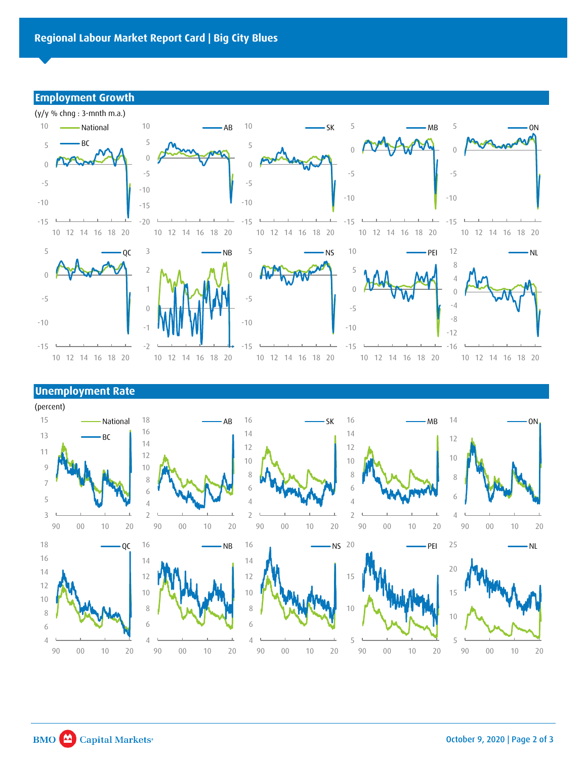## Employment Growth

(y/y % chng : 3-mnth m.a.)

National, BC, AB, SK, MB, ON, QC, NB, NS, PEI, NL

## Unemployment Rate

(percent)

National, BC, AB, SK, MB, ON, QC, NB, NS, PEI, NL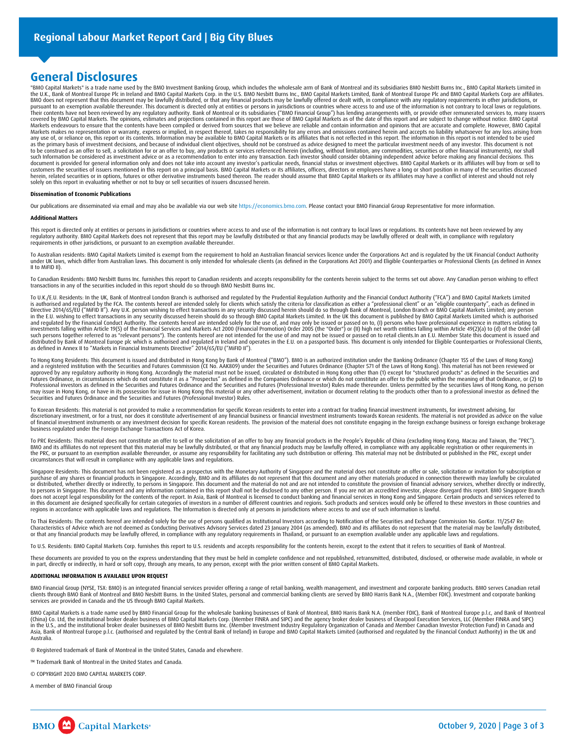## General Disclosures

"BMO Capital Markets" is a trade name used by the BMO Investment Banking Group, which includes the wholesale arm of Bank of Montreal and its subsidiaries BMO Nesbitt Burns Inc., BMO Capital Markets Limited in the U.K., Bank of Montreal Europe Plc in Ireland and BMO Capital Markets Corp. in the U.S. BMO Nesbitt Burns Inc., BMO Capital Markets Limited, Bank of Montreal Europe Plc and BMO Capital Markets Corp are affiliates. BMO does not represent that this document may be lawfully distributed, or that any financial products may be lawfully offered or dealt with, in compliance with any regulatory requirements in other jurisdictions, or pursuant to an exemption available thereunder. This document is directed only at entities or persons in jurisdictions or countries where access to and use of the information is not contrary to local laws or regulations. Their contents have not been reviewed by any regulatory authority. Bank of Montreal or its subsidiaries ("BMO Financial Group") has lending arrangements with, or provide other remunerated services to, many issuers covered by BMO Capital Markets. The opinions, estimates and projections contained in this report are those of BMO Capital Markets as of the date of this report and are subject to change without notice. BMO Capital Markets endeavours to ensure that the contents have been compiled or derived from sources that we believe are reliable and contain information and opinions that are accurate and complete. However, BMO Capital Markets makes no representation or warranty, express or implied, in respect thereof, takes no responsibility for any errors and omissions contained herein and accepts no liability whatsoever for any loss arising from any use of, or reliance on, this report or its contents. Information may be available to BMO Capital Markets or its affiliates that is not reflected in this report. The information in this report is not intended to be used as the primary basis of investment decisions, and because of individual client objectives, should not be construed as advice designed to meet the particular investment needs of any investor. This document is not to be construed as an offer to sell, a solicitation for or an offer to buy, any products or services referenced herein (including, without limitation, any commodities, securities or other financial instruments), nor shall such Information be considered as investment advice or as a recommendation to enter into any transaction. Each investor should consider obtaining independent advice before making any financial decisions. This document is provided for general information only and does not take into account any investor's particular needs, financial status or investment objectives. BMO Capital Markets or its affiliates will buy from or sell to customers the securities of issuers mentioned in this report on a principal basis. BMO Capital Markets or its affiliates, officers, directors or employees have a long or short position in many of the securities discussed herein, related securities or in options, futures or other derivative instruments based thereon. The reader should assume that BMO Capital Markets or its affiliates may have a conflict of interest and should not rely solely on this report in evaluating whether or not to buy or sell securities of issuers discussed herein.

**Dissemination of Economic Publications**

Our publications are disseminated via email and may also be available via our web site https://economics.bmo.com. Please contact your BMO Financial Group Representative for more information.

**Additional Matters**

This report is directed only at entities or persons in jurisdictions or countries where access to and use of the information is not contrary to local laws or regulations. Its contents have not been reviewed by any regulatory authority. BMO Capital Markets does not represent that this report may be lawfully distributed or that any financial products may be lawfully offered or dealt with, in compliance with regulatory requirements in other jurisdictions, or pursuant to an exemption available thereunder.

To Australian residents: BMO Capital Markets Limited is exempt from the requirement to hold an Australian financial services licence under the Corporations Act and is regulated by the UK Financial Conduct Authority under UK laws, which differ from Australian laws. This document is only intended for wholesale clients (as defined in the Corporations Act 2001) and Eligible Counterparties or Professional Clients (as defined in Annex II to MiFID II).

To Canadian Residents: BMO Nesbitt Burns Inc. furnishes this report to Canadian residents and accepts responsibility for the contents herein subject to the terms set out above. Any Canadian person wishing to effect transactions in any of the securities included in this report should do so through BMO Nesbitt Burns Inc.

To U.K./E.U. Residents: In the UK, Bank of Montreal London Branch is authorised and regulated by the Prudential Regulation Authority and the Financial Conduct Authority ("FCA") and BMO Capital Markets Limited is authorised and regulated by the FCA. The contents hereof are intended solely for clients which satisfy the criteria for classification as either a "professional client" or an "eligible counterparty", each as defined in Directive 2014/65/EU ("MiFID II"). Any U.K. person wishing to effect transactions in any security discussed herein should do so through Bank of Montreal, London Branch or BMO Capital Markets Limited; any person in the E.U. wishing to effect transactions in any security discussed herein should do so through BMO Capital Markets Limited. In the UK this document is published by BMO Capital Markets Limited which is authorised and regulated by the Financial Conduct Authority. The contents hereof are intended solely for the use of, and may only be issued or passed on to, (I) persons who have professional experience in matters relating to investments falling within Article 19(5) of the Financial Services and Markets Act 2000 (Financial Promotion) Order 2005 (the "Order") or (II) high net worth entities falling within Article 49(2)(a) to (d) of the Order (all such persons together referred to as "relevant persons"). The contents hereof are not intended for the use of and may not be issued or passed on to retail clients.In an E.U. Member State this document is issued and distributed by Bank of Montreal Europe plc which is authorised and regulated in Ireland and operates in the E.U. on a passported basis. This document is only intended for Eligible Counterparties or Professional Clients, as defined in Annex II to "Markets in Financial Instruments Directive" 2014/65/EU ("MiFID II").

To Hong Kong Residents: This document is issued and distributed in Hong Kong by Bank of Montreal ("BMO"). BMO is an authorized institution under the Banking Ordinance (Chapter 155 of the Laws of Hong Kong) and a registered institution with the Securities and Futures Commission (CE No. AAK809) under the Securities and Futures Ordinance (Chapter 571 of the Laws of Hong Kong). This material has not been reviewed or approved by any regulatory authority in Hong Kong. Accordingly the material must not be issued, circulated or distributed in Hong Kong other than (1) except for "structured products" as defined in the Securities and Futures Ordinance, in circumstances which do not constitute it as a "Prospectus" as defined in the Companies Ordinance or which do not constitute an offer to the public within the meaning of that Ordinance, or (2) to Professional investors as defined in the Securities and Futures Ordinance and the Securities and Futures (Professional Investor) Rules made thereunder. Unless permitted by the securities laws of Hong Kong, no person may issue in Hong Kong, or have in its possession for issue in Hong Kong this material or any other advertisement, invitation or document relating to the products other than to a professional investor as defined the Securities and Futures Ordinance and the Securities and Futures (Professional Investor) Rules.

To Korean Residents: This material is not provided to make a recommendation for specific Korean residents to enter into a contract for trading financial investment instruments, for investment advising, for discretionary investment, or for a trust, nor does it constitute advertisement of any financial business or financial investment instruments towards Korean residents. The material is not provided as advice on the value of financial investment instruments or any investment decision for specific Korean residents. The provision of the material does not constitute engaging in the foreign exchange business or foreign exchange brokerage business regulated under the Foreign Exchange Transactions Act of Korea.

To PRC Residents: This material does not constitute an offer to sell or the solicitation of an offer to buy any financial products in the People's Republic of China (excluding Hong Kong, Macau and Taiwan, the "PRC"). BMO and its affiliates do not represent that this material may be lawfully distributed, or that any financial products may be lawfully offered, in compliance with any applicable registration or other requirements in the PRC, or pursuant to an exemption available thereunder, or assume any responsibility for facilitating any such distribution or offering. This material may not be distributed or published in the PRC, except under circumstances that will result in compliance with any applicable laws and regulations.

Singapore Residents: This document has not been registered as a prospectus with the Monetary Authority of Singapore and the material does not constitute an offer or sale, solicitation or invitation for subscription or purchase of any shares or financial products in Singapore. Accordingly, BMO and its affiliates do not represent that this document and any other materials produced in connection therewith may lawfully be circulated or distributed, whether directly or indirectly, to persons in Singapore. This document and the material do not and are not intended to constitute the provision of financial advisory services, whether directly or indirectly, to persons in Singapore. This document and any information contained in this report shall not be disclosed to any other person. If you are not an accredited investor, please disregard this report. BMO Singapore Branch does not accept legal responsibility for the contents of the report. In Asia, Bank of Montreal is licensed to conduct banking and financial services in Hong Kong and Singapore. Certain products and services referred to in this document are designed specifically for certain categories of investors in a number of different countries and regions. Such products and services would only be offered to these investors in those countries and regions in accordance with applicable laws and regulations. The Information is directed only at persons in jurisdictions where access to and use of such information is lawful.

To Thai Residents: The contents hereof are intended solely for the use of persons qualified as Institutional Investors according to Notification of the Securities and Exchange Commission No. GorKor. 11/2547 Re: Characteristics of Advice which are not deemed as Conducting Derivatives Advisory Services dated 23 January 2004 (as amended). BMO and its affiliates do not represent that the material may be lawfully distributed, or that any financial products may be lawfully offered, in compliance with any regulatory requirements in Thailand, or pursuant to an exemption available under any applicable laws and regulations.

To U.S. Residents: BMO Capital Markets Corp. furnishes this report to U.S. residents and accepts responsibility for the contents herein, except to the extent that it refers to securities of Bank of Montreal.

These documents are provided to you on the express understanding that they must be held in complete confidence and not republished, retransmitted, distributed, disclosed, or otherwise made available, in whole or in part, directly or indirectly, in hard or soft copy, through any means, to any person, except with the prior written consent of BMO Capital Markets.

**ADDITIONAL INFORMATION IS AVAILABLE UPON REQUEST**

BMO Financial Group (NYSE, TSX: BMO) is an integrated financial services provider offering a range of retail banking, wealth management, and investment and corporate banking products. BMO serves Canadian retail clients through BMO Bank of Montreal and BMO Nesbitt Burns. In the United States, personal and commercial banking clients are served by BMO Harris Bank N.A., (Member FDIC). Investment and corporate banking services are provided in Canada and the US through BMO Capital Markets.

BMO Capital Markets is a trade name used by BMO Financial Group for the wholesale banking businesses of Bank of Montreal, BMO Harris Bank N.A. (member FDIC), Bank of Montreal Europe p.l.c, and Bank of Montreal (China) Co. Ltd, the institutional broker dealer business of BMO Capital Markets Corp. (Member FINRA and SIPC) and the agency broker dealer business of Clearpool Execution Services, LLC (Member FINRA and SIPC) in the U.S., and the institutional broker dealer businesses of BMO Nesbitt Burns Inc. (Member Investment Industry Regulatory Organization of Canada and Member Canadian Investor Protection Fund) in Canada and Asia, Bank of Montreal Europe p.l.c. (authorised and regulated by the Central Bank of Ireland) in Europe and BMO Capital Markets Limited (authorised and regulated by the Financial Conduct Authority) in the UK and Australia.

® Registered trademark of Bank of Montreal in the United States, Canada and elsewhere.

™ Trademark Bank of Montreal in the United States and Canada.

© COPYRIGHT 2020 BMO CAPITAL MARKETS CORP.

A member of BMO Financial Group